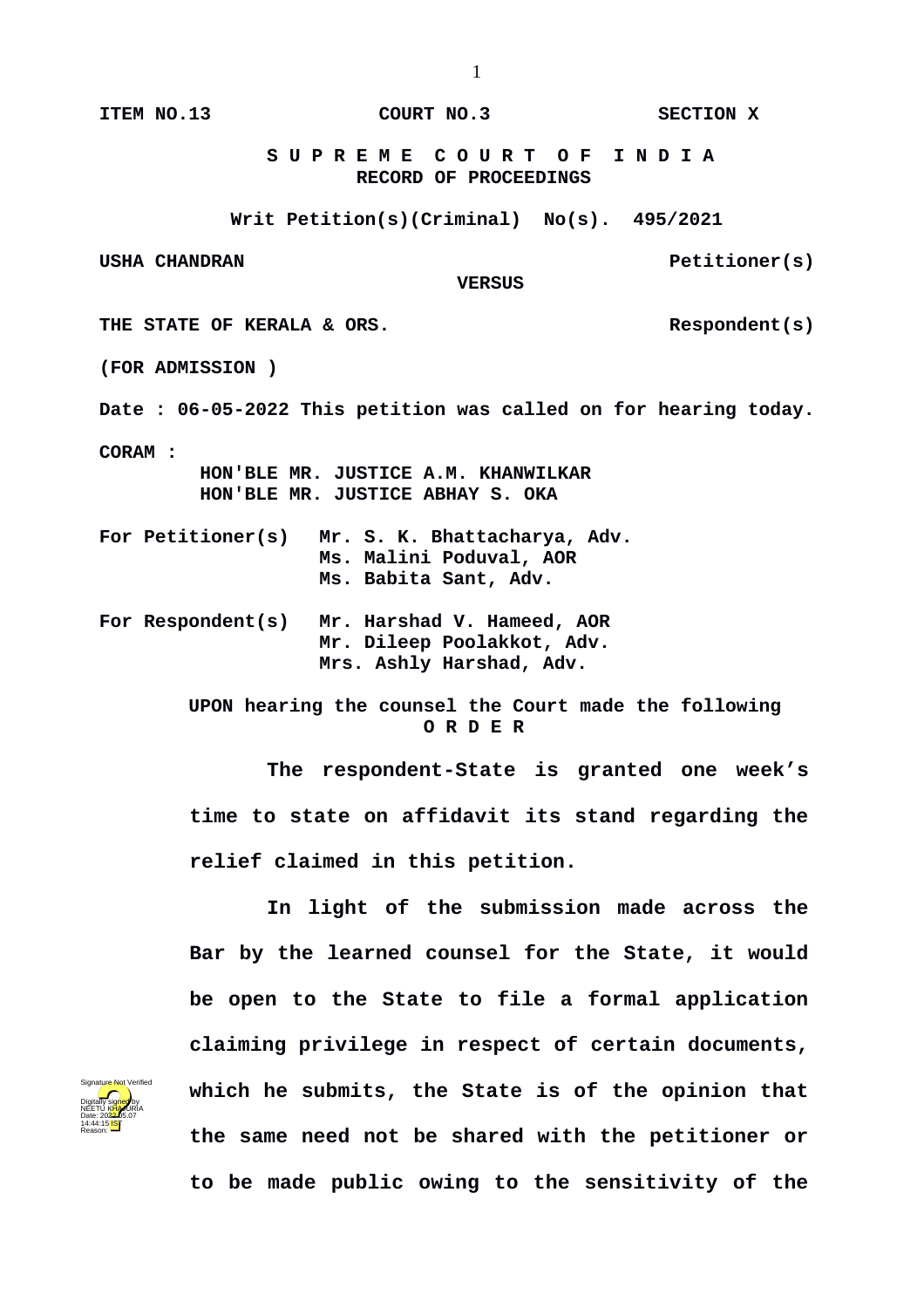ITEM NO.13 COURT NO.3 SECTION X

**S U P R E M E C O U R T O F I N D I A**
**RECORD OF PROCEEDINGS**

**Writ Petition(s)(Criminal) No(s). 495/2021**

USHA CHANDRAN Petitioner(s)

**VERSUS**

THE STATE OF KERALA & ORS. Respondent(s)

(FOR ADMISSION )

Date : 06-05-2022 This petition was called on for hearing today.

CORAM :
HON'BLE MR. JUSTICE A.M. KHANWILKAR
HON'BLE MR. JUSTICE ABHAY S. OKA

For Petitioner(s) Mr. S. K. Bhattacharya, Adv.
Ms. Malini Poduval, AOR
Ms. Babita Sant, Adv.

For Respondent(s) Mr. Harshad V. Hameed, AOR
Mr. Dileep Poolakkot, Adv.
Mrs. Ashly Harshad, Adv.

UPON hearing the counsel the Court made the following

**O R D E R**

The respondent-State is granted one week's time to state on affidavit its stand regarding the relief claimed in this petition.

In light of the submission made across the Bar by the learned counsel for the State, it would be open to the State to file a formal application claiming privilege in respect of certain documents, which he submits, the State is of the opinion that the same need not be shared with the petitioner or to be made public owing to the sensitivity of the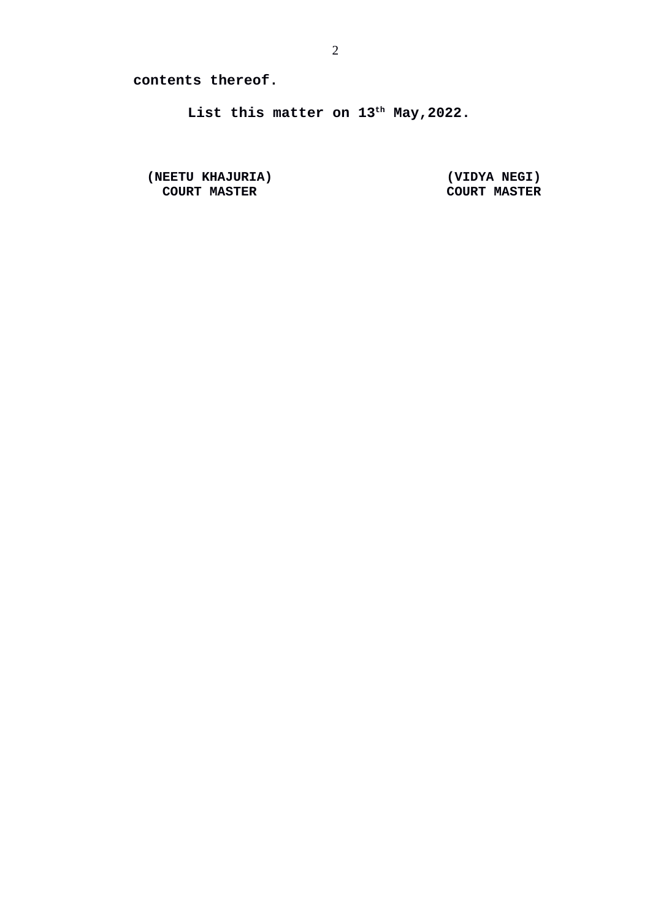**contents thereof.**

**List this matter on 13th May,2022.**

| | |
|---|---|
| **(NEETU KHAJURIA)** | **(VIDYA NEGI)** |
| **COURT MASTER** | **COURT MASTER** |